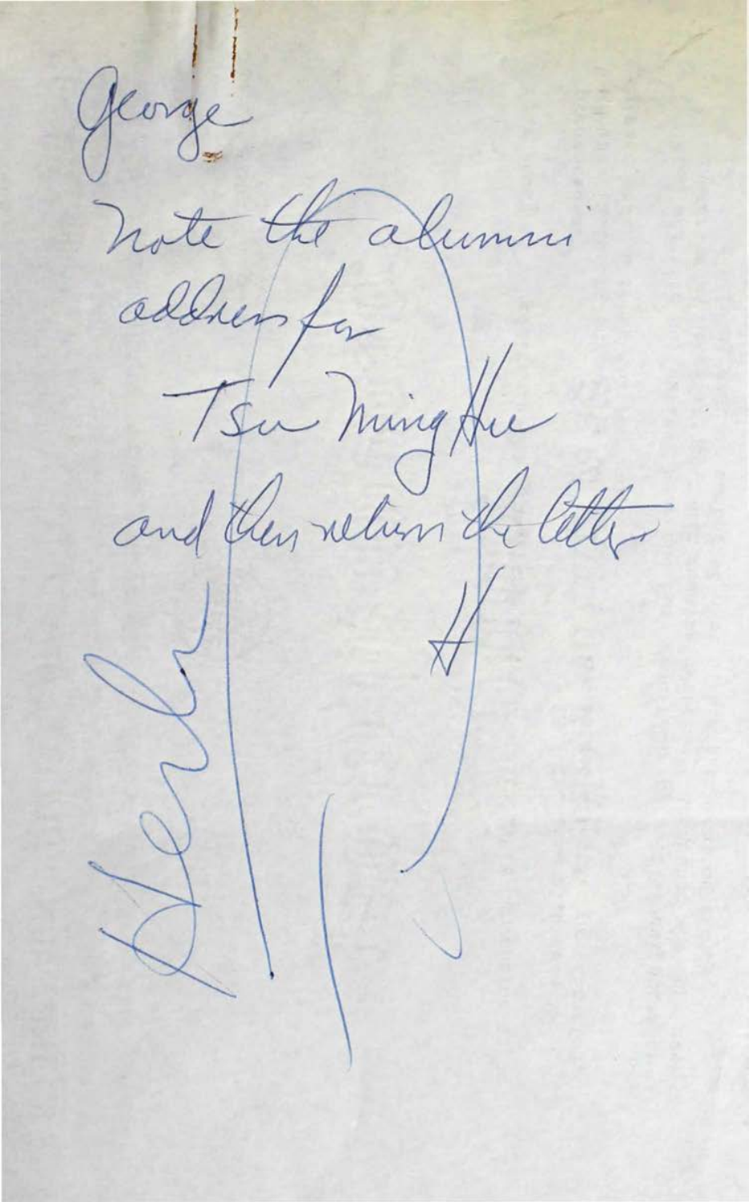George

Note the alumni address for

Tsu Ming Hu

and then return the letter

H

Herb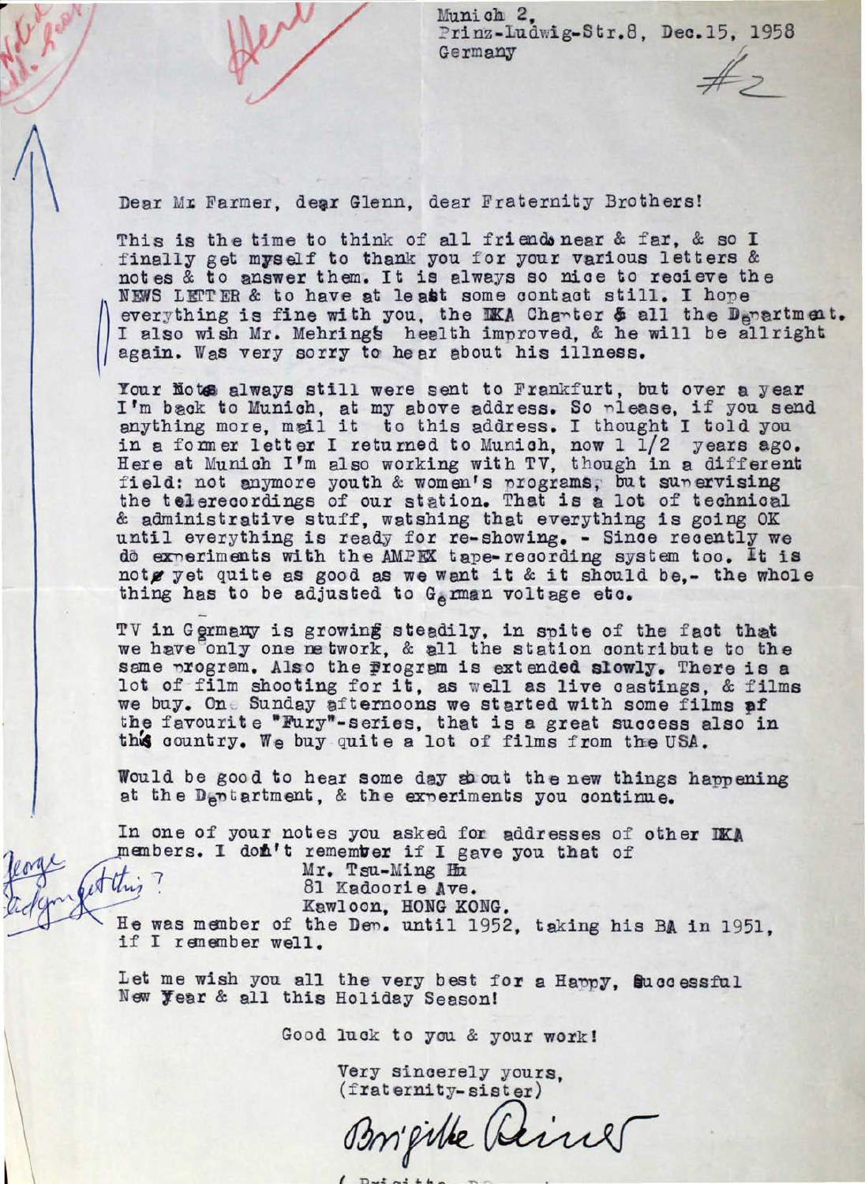Munich 2,
Prinz-Ludwig-Str.8, Dec.15, 1958
Germany

#2

Dear Mr Farmer, dear Glenn, dear Fraternity Brothers!

This is the time to think of all friends near & far, & so I finally get myself to thank you for your various letters & notes & to answer them. It is always so nice to recieve the NEWS LETTER & to have at least some contact still. I hope everything is fine with you, the IKA Charter & all the Department. I also wish Mr. Mehrings health improved, & he will be allright again. Was very sorry to hear about his illness.

Your Notes always still were sent to Frankfurt, but over a year I'm back to Munich, at my above address. So please, if you send anything more, mail it to this address. I thought I told you in a former letter I returned to Munich, now 1 1/2 years ago. Here at Munich I'm also working with TV, though in a different field: not anymore youth & women's programs, but supervising the telerecordings of our station. That is a lot of technical & administrative stuff, watching that everything is going OK until everything is ready for re-showing. - Since recently we do experiments with the AMPEX tape-recording system too. It is not yet quite as good as we want it & it should be,- the whole thing has to be adjusted to German voltage etc.

TV in Germany is growing steadily, in spite of the fact that we have only one network, & all the station contribute to the same program. Also the Program is extended slowly. There is a lot of film shooting for it, as well as live castings, & films we buy. On Sunday afternoons we started with some films of the favourite "Fury"-series, that is a great success also in this country. We buy quite a lot of films from the USA.

Would be good to hear some day about the new things happening at the Deptartment, & the experiments you continue.

In one of your notes you asked for addresses of other IKA members. I don't remember if I gave you that of

Mr. Tsu-Ming Hu
81 Kadoorie Ave.
Kawloon, HONG KONG.

He was member of the Dep. until 1952, taking his BA in 1951, if I remember well.

Let me wish you all the very best for a Happy, Successful New Year & all this Holiday Season!

Good luck to you & your work!

Very sincerely yours,
(fraternity-sister)

Brigitte Reiner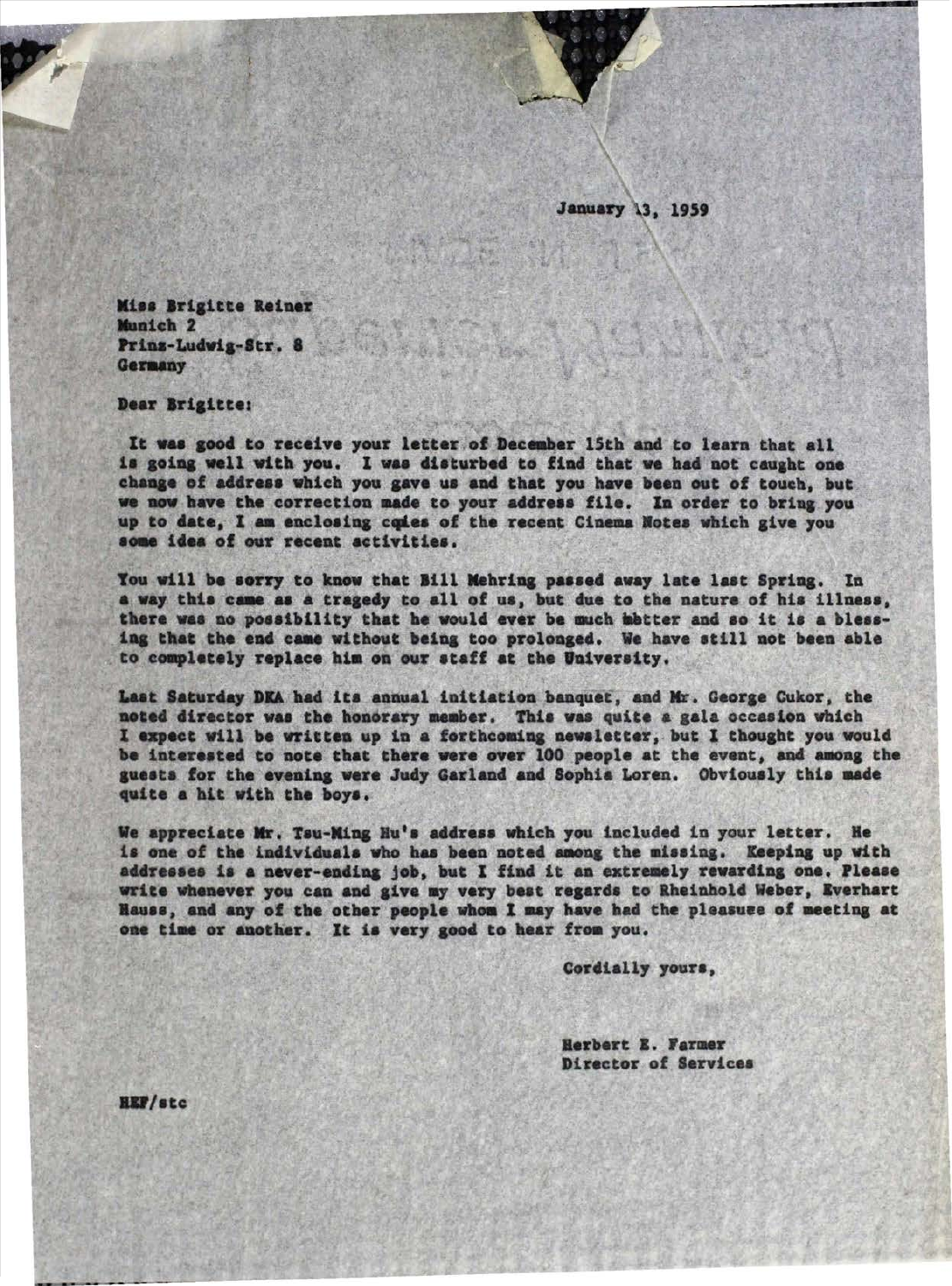January 13, 1959

Miss Brigitte Reiner
Munich 2
Prinz-Ludwig-Str. 8
Germany

Dear Brigitte:

It was good to receive your letter of December 15th and to learn that all is going well with you. I was disturbed to find that we had not caught one change of address which you gave us and that you have been out of touch, but we now have the correction made to your address file. In order to bring you up to date, I am enclosing copies of the recent Cinema Notes which give you some idea of our recent activities.

You will be sorry to know that Bill Mehring passed away late last Spring. In a way this came as a tragedy to all of us, but due to the nature of his illness, there was no possibility that he would ever be much better and so it is a blessing that the end came without being too prolonged. We have still not been able to completely replace him on our staff at the University.

Last Saturday DKA had its annual initiation banquet, and Mr. George Cukor, the noted director was the honorary member. This was quite a gala occasion which I expect will be written up in a forthcoming newsletter, but I thought you would be interested to note that there were over 100 people at the event, and among the guests for the evening were Judy Garland and Sophia Loren. Obviously this made quite a hit with the boys.

We appreciate Mr. Tsu-Ming Hu's address which you included in your letter. He is one of the individuals who has been noted among the missing. Keeping up with addresses is a never-ending job, but I find it an extremely rewarding one. Please write whenever you can and give my very best regards to Rheinhold Weber, Everhart Hauss, and any of the other people whom I may have had the pleasure of meeting at one time or another. It is very good to hear from you.

Cordially yours,

Herbert E. Farmer
Director of Services

HEF/stc